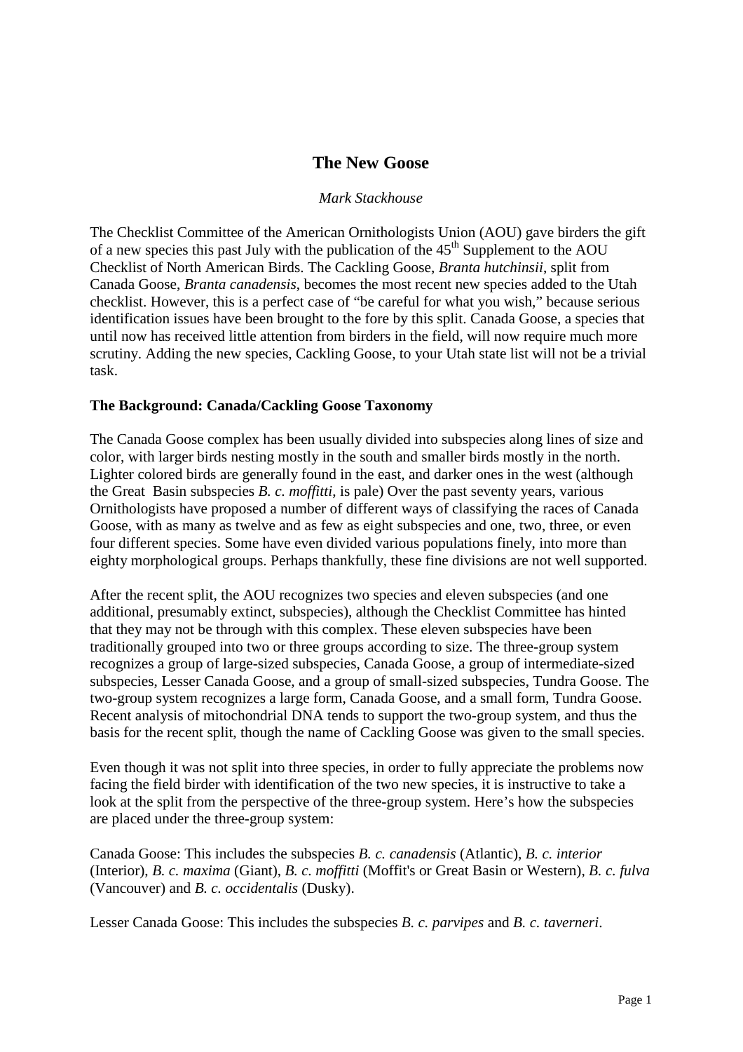# The New Goose

*Mark Stackhouse*

The Checklist Committee of the American Ornithologists Union (AOU) gave birders the gift of a new species this past July with the publication of the 45th Supplement to the AOU Checklist of North American Birds. The Cackling Goose, *Branta hutchinsii*, split from Canada Goose, *Branta canadensis*, becomes the most recent new species added to the Utah checklist. However, this is a perfect case of "be careful for what you wish," because serious identification issues have been brought to the fore by this split. Canada Goose, a species that until now has received little attention from birders in the field, will now require much more scrutiny. Adding the new species, Cackling Goose, to your Utah state list will not be a trivial task.

## The Background: Canada/Cackling Goose Taxonomy

The Canada Goose complex has been usually divided into subspecies along lines of size and color, with larger birds nesting mostly in the south and smaller birds mostly in the north. Lighter colored birds are generally found in the east, and darker ones in the west (although the Great Basin subspecies *B. c. moffitti*, is pale) Over the past seventy years, various Ornithologists have proposed a number of different ways of classifying the races of Canada Goose, with as many as twelve and as few as eight subspecies and one, two, three, or even four different species. Some have even divided various populations finely, into more than eighty morphological groups. Perhaps thankfully, these fine divisions are not well supported.

After the recent split, the AOU recognizes two species and eleven subspecies (and one additional, presumably extinct, subspecies), although the Checklist Committee has hinted that they may not be through with this complex. These eleven subspecies have been traditionally grouped into two or three groups according to size. The three-group system recognizes a group of large-sized subspecies, Canada Goose, a group of intermediate-sized subspecies, Lesser Canada Goose, and a group of small-sized subspecies, Tundra Goose. The two-group system recognizes a large form, Canada Goose, and a small form, Tundra Goose. Recent analysis of mitochondrial DNA tends to support the two-group system, and thus the basis for the recent split, though the name of Cackling Goose was given to the small species.

Even though it was not split into three species, in order to fully appreciate the problems now facing the field birder with identification of the two new species, it is instructive to take a look at the split from the perspective of the three-group system. Here's how the subspecies are placed under the three-group system:

Canada Goose: This includes the subspecies *B. c. canadensis* (Atlantic), *B. c. interior* (Interior), *B. c. maxima* (Giant), *B. c. moffitti* (Moffit's or Great Basin or Western), *B. c. fulva* (Vancouver) and *B. c. occidentalis* (Dusky).

Lesser Canada Goose: This includes the subspecies *B. c. parvipes* and *B. c. taverneri*.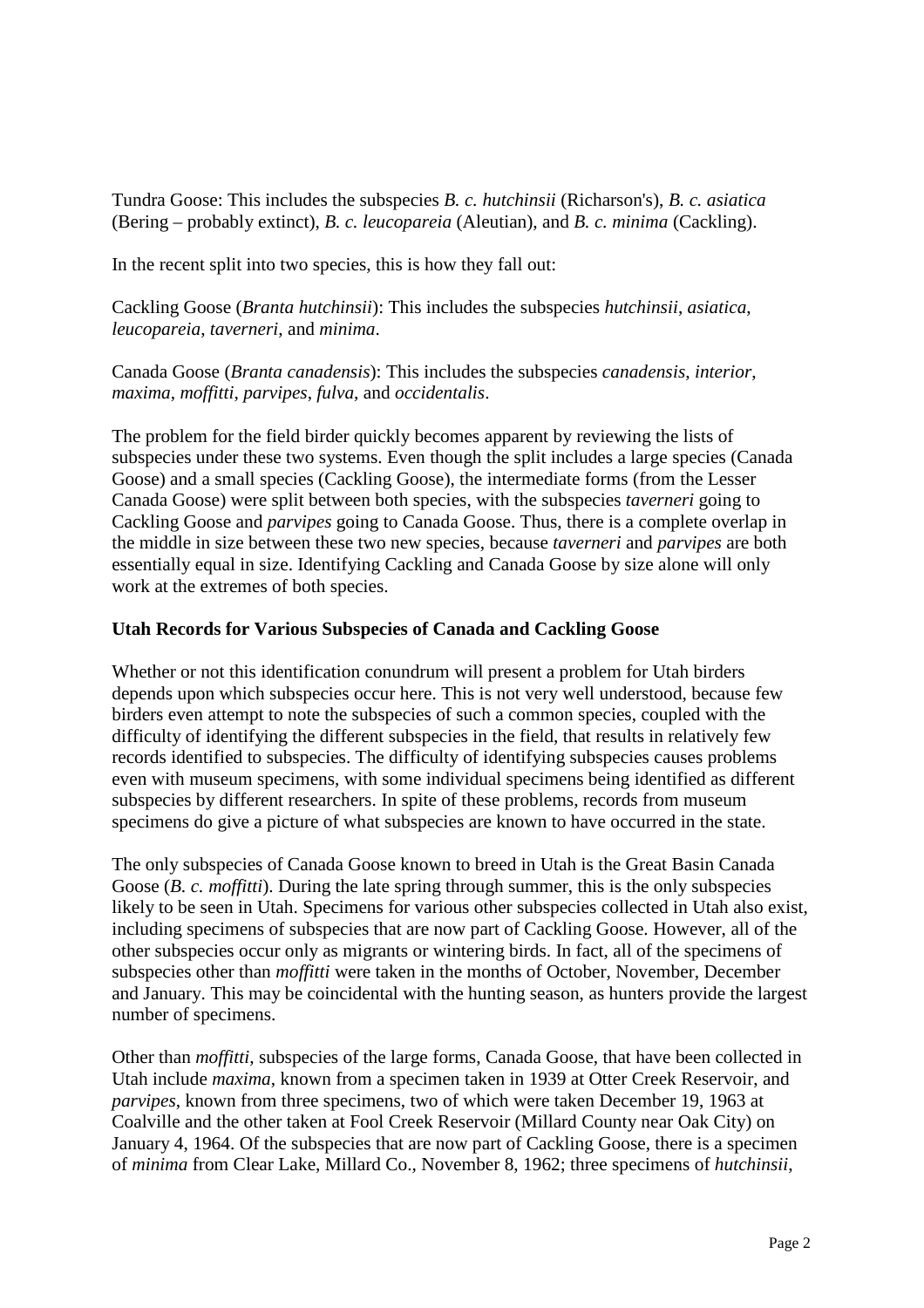Tundra Goose: This includes the subspecies *B. c. hutchinsii* (Richarson's), *B. c. asiatica* (Bering – probably extinct), *B. c. leucopareia* (Aleutian), and *B. c. minima* (Cackling).

In the recent split into two species, this is how they fall out:

Cackling Goose (*Branta hutchinsii*): This includes the subspecies *hutchinsii*, *asiatica*, *leucopareia*, *taverneri*, and *minima*.

Canada Goose (*Branta canadensis*): This includes the subspecies *canadensis*, *interior*, *maxima*, *moffitti*, *parvipes*, *fulva*, and *occidentalis*.

The problem for the field birder quickly becomes apparent by reviewing the lists of subspecies under these two systems. Even though the split includes a large species (Canada Goose) and a small species (Cackling Goose), the intermediate forms (from the Lesser Canada Goose) were split between both species, with the subspecies *taverneri* going to Cackling Goose and *parvipes* going to Canada Goose. Thus, there is a complete overlap in the middle in size between these two new species, because *taverneri* and *parvipes* are both essentially equal in size. Identifying Cackling and Canada Goose by size alone will only work at the extremes of both species.

**Utah Records for Various Subspecies of Canada and Cackling Goose**

Whether or not this identification conundrum will present a problem for Utah birders depends upon which subspecies occur here. This is not very well understood, because few birders even attempt to note the subspecies of such a common species, coupled with the difficulty of identifying the different subspecies in the field, that results in relatively few records identified to subspecies. The difficulty of identifying subspecies causes problems even with museum specimens, with some individual specimens being identified as different subspecies by different researchers. In spite of these problems, records from museum specimens do give a picture of what subspecies are known to have occurred in the state.

The only subspecies of Canada Goose known to breed in Utah is the Great Basin Canada Goose (*B. c. moffitti*). During the late spring through summer, this is the only subspecies likely to be seen in Utah. Specimens for various other subspecies collected in Utah also exist, including specimens of subspecies that are now part of Cackling Goose. However, all of the other subspecies occur only as migrants or wintering birds. In fact, all of the specimens of subspecies other than *moffitti* were taken in the months of October, November, December and January. This may be coincidental with the hunting season, as hunters provide the largest number of specimens.

Other than *moffitti*, subspecies of the large forms, Canada Goose, that have been collected in Utah include *maxima*, known from a specimen taken in 1939 at Otter Creek Reservoir, and *parvipes*, known from three specimens, two of which were taken December 19, 1963 at Coalville and the other taken at Fool Creek Reservoir (Millard County near Oak City) on January 4, 1964. Of the subspecies that are now part of Cackling Goose, there is a specimen of *minima* from Clear Lake, Millard Co., November 8, 1962; three specimens of *hutchinsii*,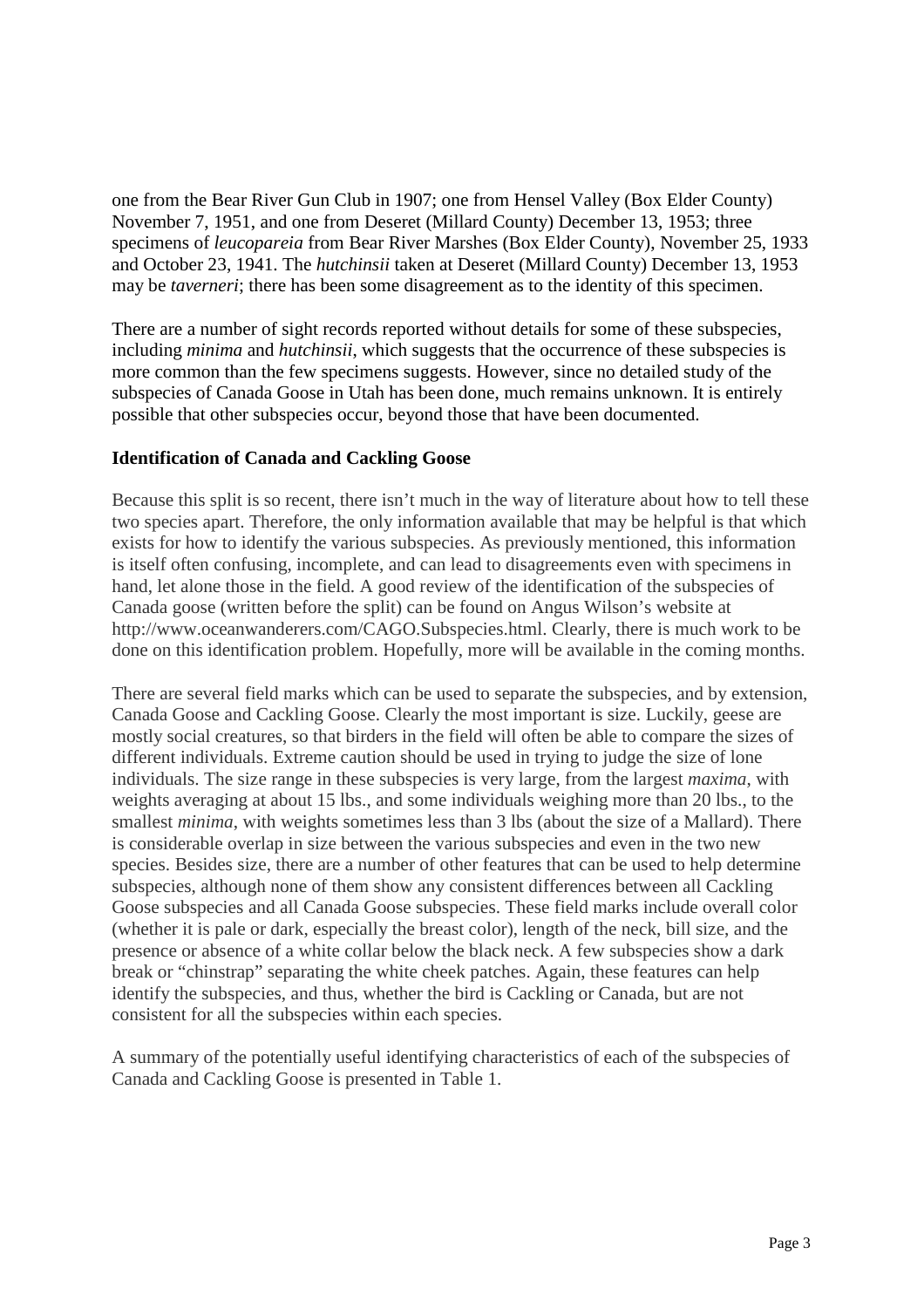one from the Bear River Gun Club in 1907; one from Hensel Valley (Box Elder County) November 7, 1951, and one from Deseret (Millard County) December 13, 1953; three specimens of *leucopareia* from Bear River Marshes (Box Elder County), November 25, 1933 and October 23, 1941. The *hutchinsii* taken at Deseret (Millard County) December 13, 1953 may be *taverneri*; there has been some disagreement as to the identity of this specimen.

There are a number of sight records reported without details for some of these subspecies, including *minima* and *hutchinsii*, which suggests that the occurrence of these subspecies is more common than the few specimens suggests. However, since no detailed study of the subspecies of Canada Goose in Utah has been done, much remains unknown. It is entirely possible that other subspecies occur, beyond those that have been documented.

**Identification of Canada and Cackling Goose**

Because this split is so recent, there isn't much in the way of literature about how to tell these two species apart. Therefore, the only information available that may be helpful is that which exists for how to identify the various subspecies. As previously mentioned, this information is itself often confusing, incomplete, and can lead to disagreements even with specimens in hand, let alone those in the field. A good review of the identification of the subspecies of Canada goose (written before the split) can be found on Angus Wilson's website at http://www.oceanwanderers.com/CAGO.Subspecies.html. Clearly, there is much work to be done on this identification problem. Hopefully, more will be available in the coming months.

There are several field marks which can be used to separate the subspecies, and by extension, Canada Goose and Cackling Goose. Clearly the most important is size. Luckily, geese are mostly social creatures, so that birders in the field will often be able to compare the sizes of different individuals. Extreme caution should be used in trying to judge the size of lone individuals. The size range in these subspecies is very large, from the largest *maxima*, with weights averaging at about 15 lbs., and some individuals weighing more than 20 lbs., to the smallest *minima*, with weights sometimes less than 3 lbs (about the size of a Mallard). There is considerable overlap in size between the various subspecies and even in the two new species. Besides size, there are a number of other features that can be used to help determine subspecies, although none of them show any consistent differences between all Cackling Goose subspecies and all Canada Goose subspecies. These field marks include overall color (whether it is pale or dark, especially the breast color), length of the neck, bill size, and the presence or absence of a white collar below the black neck. A few subspecies show a dark break or "chinstrap" separating the white cheek patches. Again, these features can help identify the subspecies, and thus, whether the bird is Cackling or Canada, but are not consistent for all the subspecies within each species.

A summary of the potentially useful identifying characteristics of each of the subspecies of Canada and Cackling Goose is presented in Table 1.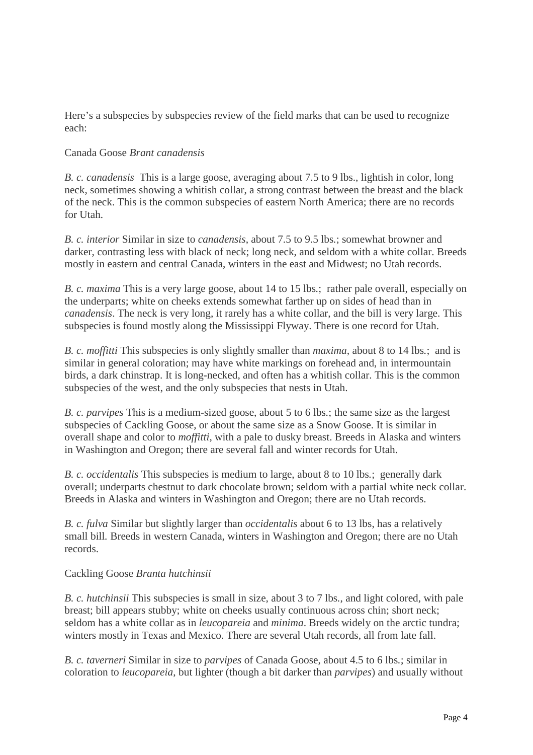Here's a subspecies by subspecies review of the field marks that can be used to recognize each:

Canada Goose *Brant canadensis*

*B. c. canadensis* This is a large goose, averaging about 7.5 to 9 lbs., lightish in color, long neck, sometimes showing a whitish collar, a strong contrast between the breast and the black of the neck. This is the common subspecies of eastern North America; there are no records for Utah.

*B. c. interior* Similar in size to *canadensis*, about 7.5 to 9.5 lbs.; somewhat browner and darker, contrasting less with black of neck; long neck, and seldom with a white collar. Breeds mostly in eastern and central Canada, winters in the east and Midwest; no Utah records.

*B. c. maxima* This is a very large goose, about 14 to 15 lbs.; rather pale overall, especially on the underparts; white on cheeks extends somewhat farther up on sides of head than in *canadensis*. The neck is very long, it rarely has a white collar, and the bill is very large. This subspecies is found mostly along the Mississippi Flyway. There is one record for Utah.

*B. c. moffitti* This subspecies is only slightly smaller than *maxima*, about 8 to 14 lbs.; and is similar in general coloration; may have white markings on forehead and, in intermountain birds, a dark chinstrap. It is long-necked, and often has a whitish collar. This is the common subspecies of the west, and the only subspecies that nests in Utah.

*B. c. parvipes* This is a medium-sized goose, about 5 to 6 lbs.; the same size as the largest subspecies of Cackling Goose, or about the same size as a Snow Goose. It is similar in overall shape and color to *moffitti*, with a pale to dusky breast. Breeds in Alaska and winters in Washington and Oregon; there are several fall and winter records for Utah.

*B. c. occidentalis* This subspecies is medium to large, about 8 to 10 lbs.; generally dark overall; underparts chestnut to dark chocolate brown; seldom with a partial white neck collar. Breeds in Alaska and winters in Washington and Oregon; there are no Utah records.

*B. c. fulva* Similar but slightly larger than *occidentalis* about 6 to 13 lbs, has a relatively small bill. Breeds in western Canada, winters in Washington and Oregon; there are no Utah records.

Cackling Goose *Branta hutchinsii*

*B. c. hutchinsii* This subspecies is small in size, about 3 to 7 lbs., and light colored, with pale breast; bill appears stubby; white on cheeks usually continuous across chin; short neck; seldom has a white collar as in *leucopareia* and *minima*. Breeds widely on the arctic tundra; winters mostly in Texas and Mexico. There are several Utah records, all from late fall.

*B. c. taverneri* Similar in size to *parvipes* of Canada Goose, about 4.5 to 6 lbs.; similar in coloration to *leucopareia*, but lighter (though a bit darker than *parvipes*) and usually without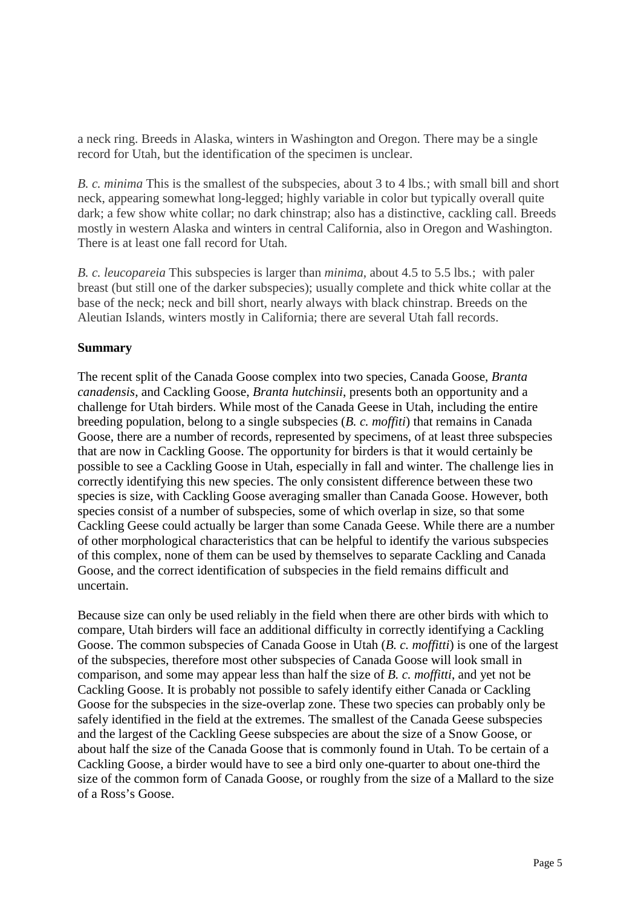a neck ring. Breeds in Alaska, winters in Washington and Oregon. There may be a single record for Utah, but the identification of the specimen is unclear.

*B. c. minima* This is the smallest of the subspecies, about 3 to 4 lbs.; with small bill and short neck, appearing somewhat long-legged; highly variable in color but typically overall quite dark; a few show white collar; no dark chinstrap; also has a distinctive, cackling call. Breeds mostly in western Alaska and winters in central California, also in Oregon and Washington. There is at least one fall record for Utah.

*B. c. leucopareia* This subspecies is larger than *minima*, about 4.5 to 5.5 lbs.; with paler breast (but still one of the darker subspecies); usually complete and thick white collar at the base of the neck; neck and bill short, nearly always with black chinstrap. Breeds on the Aleutian Islands, winters mostly in California; there are several Utah fall records.

**Summary**

The recent split of the Canada Goose complex into two species, Canada Goose, *Branta canadensis*, and Cackling Goose, *Branta hutchinsii*, presents both an opportunity and a challenge for Utah birders. While most of the Canada Geese in Utah, including the entire breeding population, belong to a single subspecies (*B. c. moffiti*) that remains in Canada Goose, there are a number of records, represented by specimens, of at least three subspecies that are now in Cackling Goose. The opportunity for birders is that it would certainly be possible to see a Cackling Goose in Utah, especially in fall and winter. The challenge lies in correctly identifying this new species. The only consistent difference between these two species is size, with Cackling Goose averaging smaller than Canada Goose. However, both species consist of a number of subspecies, some of which overlap in size, so that some Cackling Geese could actually be larger than some Canada Geese. While there are a number of other morphological characteristics that can be helpful to identify the various subspecies of this complex, none of them can be used by themselves to separate Cackling and Canada Goose, and the correct identification of subspecies in the field remains difficult and uncertain.

Because size can only be used reliably in the field when there are other birds with which to compare, Utah birders will face an additional difficulty in correctly identifying a Cackling Goose. The common subspecies of Canada Goose in Utah (*B. c. moffitti*) is one of the largest of the subspecies, therefore most other subspecies of Canada Goose will look small in comparison, and some may appear less than half the size of *B. c. moffitti*, and yet not be Cackling Goose. It is probably not possible to safely identify either Canada or Cackling Goose for the subspecies in the size-overlap zone. These two species can probably only be safely identified in the field at the extremes. The smallest of the Canada Geese subspecies and the largest of the Cackling Geese subspecies are about the size of a Snow Goose, or about half the size of the Canada Goose that is commonly found in Utah. To be certain of a Cackling Goose, a birder would have to see a bird only one-quarter to about one-third the size of the common form of Canada Goose, or roughly from the size of a Mallard to the size of a Ross's Goose.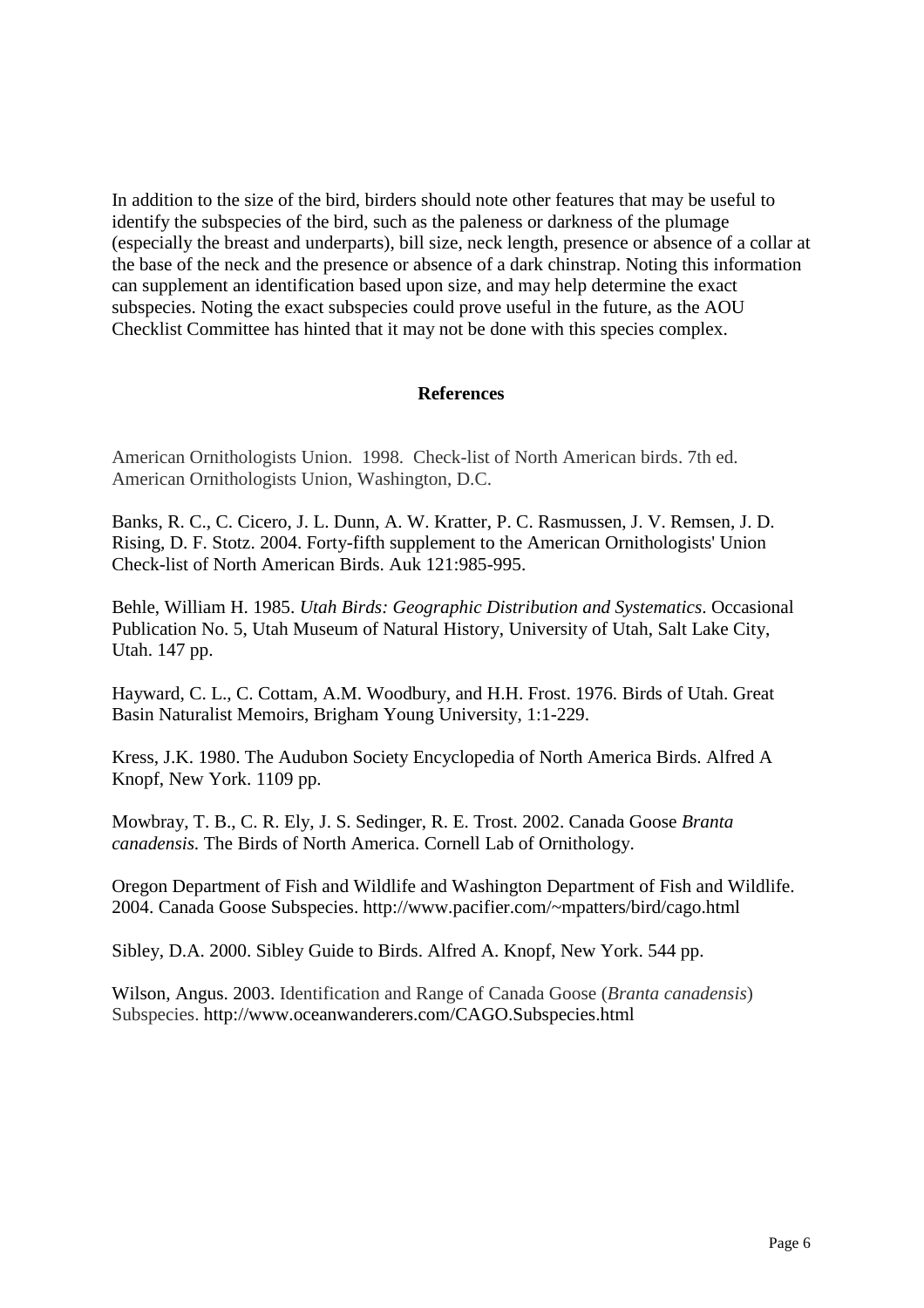In addition to the size of the bird, birders should note other features that may be useful to identify the subspecies of the bird, such as the paleness or darkness of the plumage (especially the breast and underparts), bill size, neck length, presence or absence of a collar at the base of the neck and the presence or absence of a dark chinstrap. Noting this information can supplement an identification based upon size, and may help determine the exact subspecies. Noting the exact subspecies could prove useful in the future, as the AOU Checklist Committee has hinted that it may not be done with this species complex.

## References

American Ornithologists Union. 1998. Check-list of North American birds. 7th ed. American Ornithologists Union, Washington, D.C.

Banks, R. C., C. Cicero, J. L. Dunn, A. W. Kratter, P. C. Rasmussen, J. V. Remsen, J. D. Rising, D. F. Stotz. 2004. Forty-fifth supplement to the American Ornithologists' Union Check-list of North American Birds. Auk 121:985-995.

Behle, William H. 1985. *Utah Birds: Geographic Distribution and Systematics*. Occasional Publication No. 5, Utah Museum of Natural History, University of Utah, Salt Lake City, Utah. 147 pp.

Hayward, C. L., C. Cottam, A.M. Woodbury, and H.H. Frost. 1976. Birds of Utah. Great Basin Naturalist Memoirs, Brigham Young University, 1:1-229.

Kress, J.K. 1980. The Audubon Society Encyclopedia of North America Birds. Alfred A Knopf, New York. 1109 pp.

Mowbray, T. B., C. R. Ely, J. S. Sedinger, R. E. Trost. 2002. Canada Goose *Branta canadensis.* The Birds of North America. Cornell Lab of Ornithology.

Oregon Department of Fish and Wildlife and Washington Department of Fish and Wildlife. 2004. Canada Goose Subspecies. http://www.pacifier.com/~mpatters/bird/cago.html

Sibley, D.A. 2000. Sibley Guide to Birds. Alfred A. Knopf, New York. 544 pp.

Wilson, Angus. 2003. Identification and Range of Canada Goose (*Branta canadensis*) Subspecies. http://www.oceanwanderers.com/CAGO.Subspecies.html